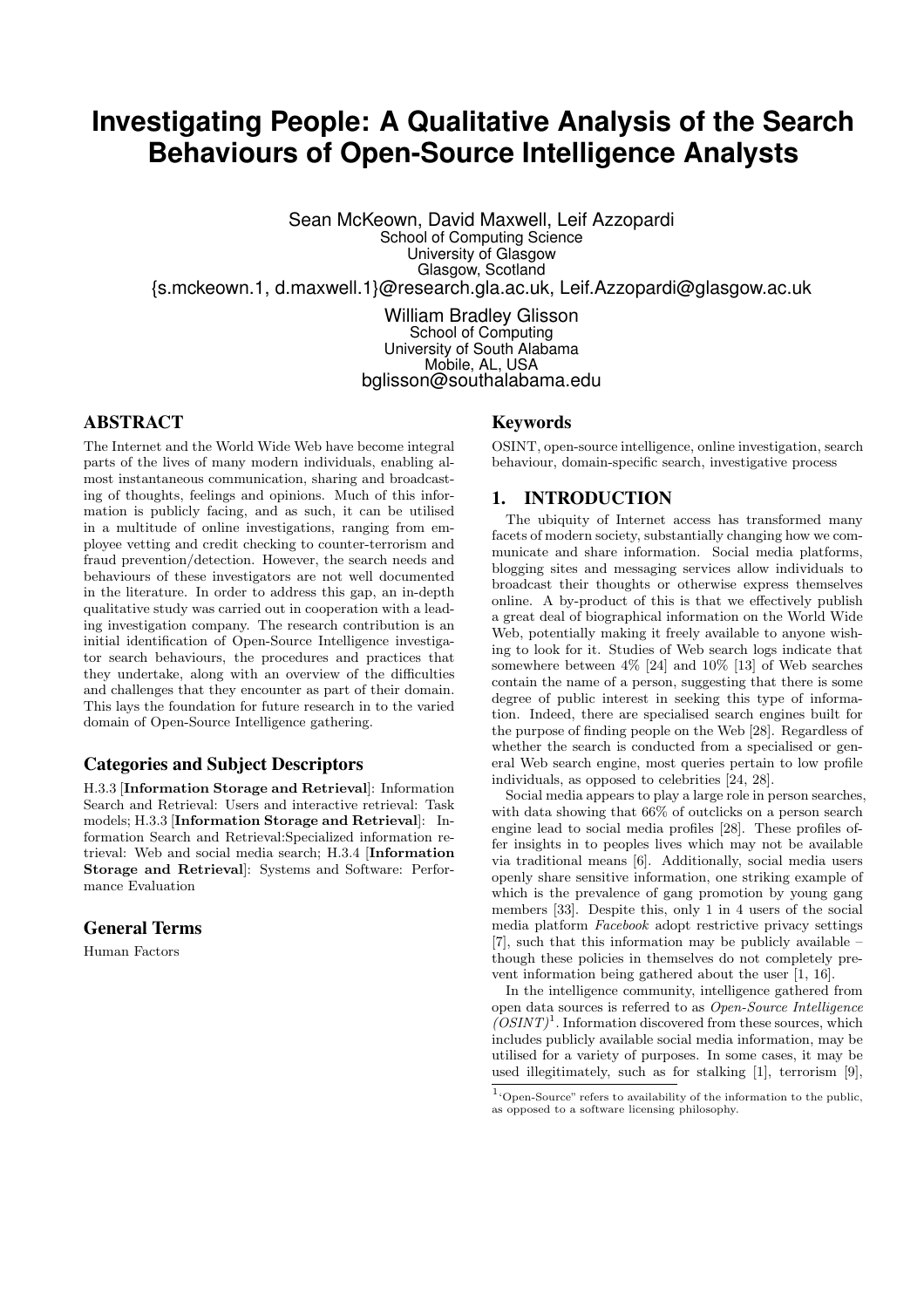# Investigating People: A Qualitative Analysis of the Search Behaviours of Open-Source Intelligence Analysts

Sean McKeown, David Maxwell, Leif Azzopardi
School of Computing Science
University of Glasgow
Glasgow, Scotland
{s.mckeown.1, d.maxwell.1}@research.gla.ac.uk, Leif.Azzopardi@glasgow.ac.uk

William Bradley Glisson
School of Computing
University of South Alabama
Mobile, AL, USA
bglisson@southalabama.edu

## ABSTRACT

The Internet and the World Wide Web have become integral parts of the lives of many modern individuals, enabling almost instantaneous communication, sharing and broadcasting of thoughts, feelings and opinions. Much of this information is publicly facing, and as such, it can be utilised in a multitude of online investigations, ranging from employee vetting and credit checking to counter-terrorism and fraud prevention/detection. However, the search needs and behaviours of these investigators are not well documented in the literature. In order to address this gap, an in-depth qualitative study was carried out in cooperation with a leading investigation company. The research contribution is an initial identification of Open-Source Intelligence investigator search behaviours, the procedures and practices that they undertake, along with an overview of the difficulties and challenges that they encounter as part of their domain. This lays the foundation for future research in to the varied domain of Open-Source Intelligence gathering.

### Categories and Subject Descriptors

H.3.3 [**Information Storage and Retrieval**]: Information Search and Retrieval: Users and interactive retrieval: Task models; H.3.3 [**Information Storage and Retrieval**]: Information Search and Retrieval:Specialized information retrieval: Web and social media search; H.3.4 [**Information Storage and Retrieval**]: Systems and Software: Performance Evaluation

### General Terms

Human Factors

### Keywords

OSINT, open-source intelligence, online investigation, search behaviour, domain-specific search, investigative process

## 1. INTRODUCTION

The ubiquity of Internet access has transformed many facets of modern society, substantially changing how we communicate and share information. Social media platforms, blogging sites and messaging services allow individuals to broadcast their thoughts or otherwise express themselves online. A by-product of this is that we effectively publish a great deal of biographical information on the World Wide Web, potentially making it freely available to anyone wishing to look for it. Studies of Web search logs indicate that somewhere between 4% [24] and 10% [13] of Web searches contain the name of a person, suggesting that there is some degree of public interest in seeking this type of information. Indeed, there are specialised search engines built for the purpose of finding people on the Web [28]. Regardless of whether the search is conducted from a specialised or general Web search engine, most queries pertain to low profile individuals, as opposed to celebrities [24, 28].

Social media appears to play a large role in person searches, with data showing that 66% of outclicks on a person search engine lead to social media profiles [28]. These profiles offer insights in to peoples lives which may not be available via traditional means [6]. Additionally, social media users openly share sensitive information, one striking example of which is the prevalence of gang promotion by young gang members [33]. Despite this, only 1 in 4 users of the social media platform *Facebook* adopt restrictive privacy settings [7], such that this information may be publicly available – though these policies in themselves do not completely prevent information being gathered about the user [1, 16].

In the intelligence community, intelligence gathered from open data sources is referred to as *Open-Source Intelligence (OSINT)*[1]. Information discovered from these sources, which includes publicly available social media information, may be utilised for a variety of purposes. In some cases, it may be used illegitimately, such as for stalking [1], terrorism [9],

[1] "Open-Source" refers to availability of the information to the public, as opposed to a software licensing philosophy.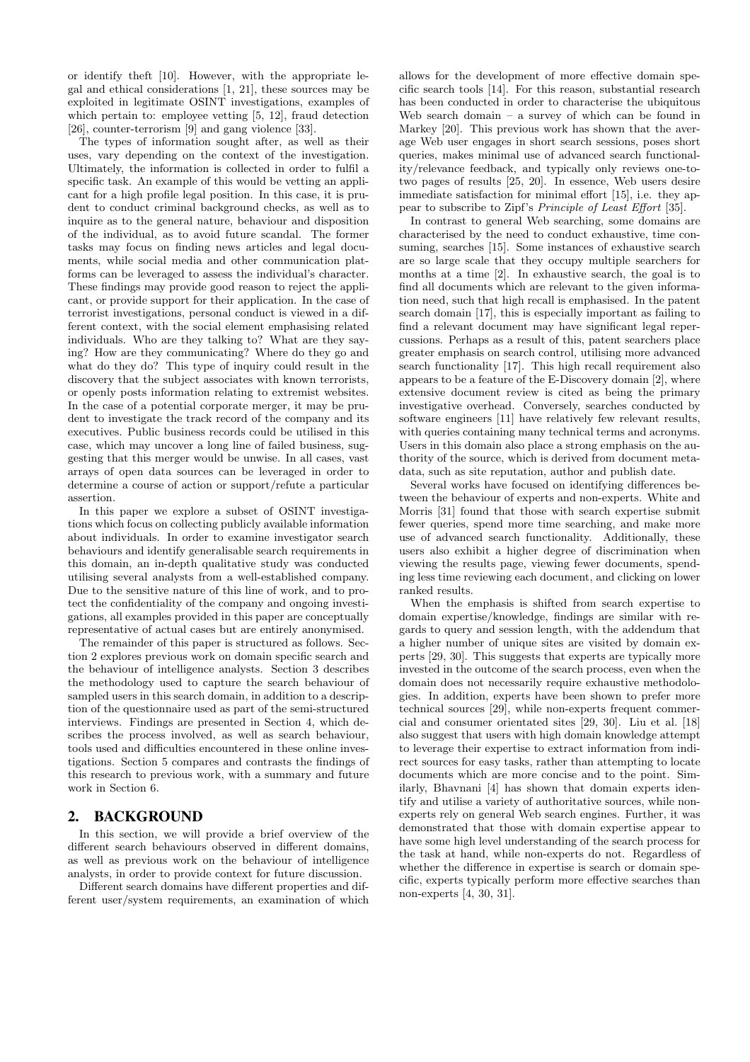or identify theft [10]. However, with the appropriate legal and ethical considerations [1, 21], these sources may be exploited in legitimate OSINT investigations, examples of which pertain to: employee vetting [5, 12], fraud detection [26], counter-terrorism [9] and gang violence [33].

The types of information sought after, as well as their uses, vary depending on the context of the investigation. Ultimately, the information is collected in order to fulfil a specific task. An example of this would be vetting an applicant for a high profile legal position. In this case, it is prudent to conduct criminal background checks, as well as to inquire as to the general nature, behaviour and disposition of the individual, as to avoid future scandal. The former tasks may focus on finding news articles and legal documents, while social media and other communication platforms can be leveraged to assess the individual's character. These findings may provide good reason to reject the applicant, or provide support for their application. In the case of terrorist investigations, personal conduct is viewed in a different context, with the social element emphasising related individuals. Who are they talking to? What are they saying? How are they communicating? Where do they go and what do they do? This type of inquiry could result in the discovery that the subject associates with known terrorists, or openly posts information relating to extremist websites. In the case of a potential corporate merger, it may be prudent to investigate the track record of the company and its executives. Public business records could be utilised in this case, which may uncover a long line of failed business, suggesting that this merger would be unwise. In all cases, vast arrays of open data sources can be leveraged in order to determine a course of action or support/refute a particular assertion.

In this paper we explore a subset of OSINT investigations which focus on collecting publicly available information about individuals. In order to examine investigator search behaviours and identify generalisable search requirements in this domain, an in-depth qualitative study was conducted utilising several analysts from a well-established company. Due to the sensitive nature of this line of work, and to protect the confidentiality of the company and ongoing investigations, all examples provided in this paper are conceptually representative of actual cases but are entirely anonymised.

The remainder of this paper is structured as follows. Section 2 explores previous work on domain specific search and the behaviour of intelligence analysts. Section 3 describes the methodology used to capture the search behaviour of sampled users in this search domain, in addition to a description of the questionnaire used as part of the semi-structured interviews. Findings are presented in Section 4, which describes the process involved, as well as search behaviour, tools used and difficulties encountered in these online investigations. Section 5 compares and contrasts the findings of this research to previous work, with a summary and future work in Section 6.

## 2. BACKGROUND

In this section, we will provide a brief overview of the different search behaviours observed in different domains, as well as previous work on the behaviour of intelligence analysts, in order to provide context for future discussion.

Different search domains have different properties and different user/system requirements, an examination of which allows for the development of more effective domain specific search tools [14]. For this reason, substantial research has been conducted in order to characterise the ubiquitous Web search domain – a survey of which can be found in Markey [20]. This previous work has shown that the average Web user engages in short search sessions, poses short queries, makes minimal use of advanced search functionality/relevance feedback, and typically only reviews one-to-two pages of results [25, 20]. In essence, Web users desire immediate satisfaction for minimal effort [15], i.e. they appear to subscribe to Zipf's *Principle of Least Effort* [35].

In contrast to general Web searching, some domains are characterised by the need to conduct exhaustive, time consuming, searches [15]. Some instances of exhaustive search are so large scale that they occupy multiple searchers for months at a time [2]. In exhaustive search, the goal is to find all documents which are relevant to the given information need, such that high recall is emphasised. In the patent search domain [17], this is especially important as failing to find a relevant document may have significant legal repercussions. Perhaps as a result of this, patent searchers place greater emphasis on search control, utilising more advanced search functionality [17]. This high recall requirement also appears to be a feature of the E-Discovery domain [2], where extensive document review is cited as being the primary investigative overhead. Conversely, searches conducted by software engineers [11] have relatively few relevant results, with queries containing many technical terms and acronyms. Users in this domain also place a strong emphasis on the authority of the source, which is derived from document metadata, such as site reputation, author and publish date.

Several works have focused on identifying differences between the behaviour of experts and non-experts. White and Morris [31] found that those with search expertise submit fewer queries, spend more time searching, and make more use of advanced search functionality. Additionally, these users also exhibit a higher degree of discrimination when viewing the results page, viewing fewer documents, spending less time reviewing each document, and clicking on lower ranked results.

When the emphasis is shifted from search expertise to domain expertise/knowledge, findings are similar with regards to query and session length, with the addendum that a higher number of unique sites are visited by domain experts [29, 30]. This suggests that experts are typically more invested in the outcome of the search process, even when the domain does not necessarily require exhaustive methodologies. In addition, experts have been shown to prefer more technical sources [29], while non-experts frequent commercial and consumer orientated sites [29, 30]. Liu et al. [18] also suggest that users with high domain knowledge attempt to leverage their expertise to extract information from indirect sources for easy tasks, rather than attempting to locate documents which are more concise and to the point. Similarly, Bhavnani [4] has shown that domain experts identify and utilise a variety of authoritative sources, while non-experts rely on general Web search engines. Further, it was demonstrated that those with domain expertise appear to have some high level understanding of the search process for the task at hand, while non-experts do not. Regardless of whether the difference in expertise is search or domain specific, experts typically perform more effective searches than non-experts [4, 30, 31].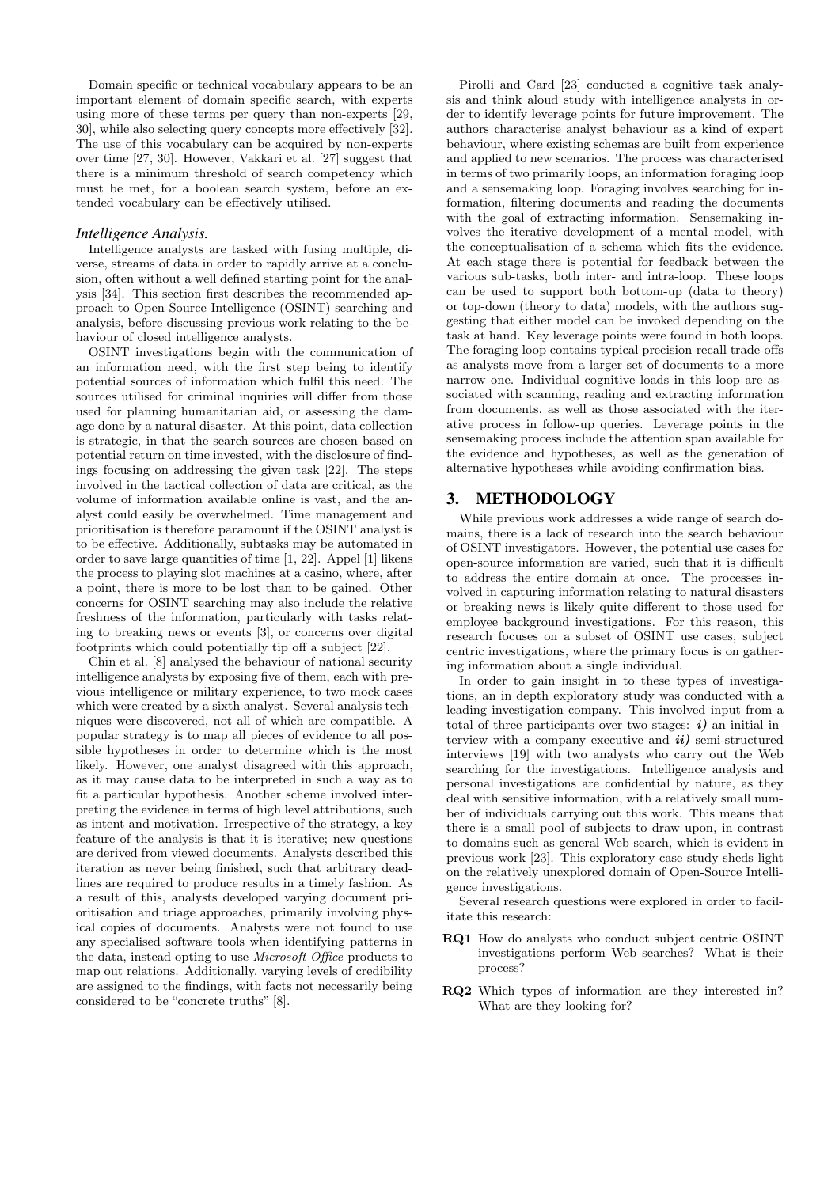Domain specific or technical vocabulary appears to be an important element of domain specific search, with experts using more of these terms per query than non-experts [29, 30], while also selecting query concepts more effectively [32]. The use of this vocabulary can be acquired by non-experts over time [27, 30]. However, Vakkari et al. [27] suggest that there is a minimum threshold of search competency which must be met, for a boolean search system, before an extended vocabulary can be effectively utilised.

### *Intelligence Analysis.*

Intelligence analysts are tasked with fusing multiple, diverse, streams of data in order to rapidly arrive at a conclusion, often without a well defined starting point for the analysis [34]. This section first describes the recommended approach to Open-Source Intelligence (OSINT) searching and analysis, before discussing previous work relating to the behaviour of closed intelligence analysts.

OSINT investigations begin with the communication of an information need, with the first step being to identify potential sources of information which fulfil this need. The sources utilised for criminal inquiries will differ from those used for planning humanitarian aid, or assessing the damage done by a natural disaster. At this point, data collection is strategic, in that the search sources are chosen based on potential return on time invested, with the disclosure of findings focusing on addressing the given task [22]. The steps involved in the tactical collection of data are critical, as the volume of information available online is vast, and the analyst could easily be overwhelmed. Time management and prioritisation is therefore paramount if the OSINT analyst is to be effective. Additionally, subtasks may be automated in order to save large quantities of time [1, 22]. Appel [1] likens the process to playing slot machines at a casino, where, after a point, there is more to be lost than to be gained. Other concerns for OSINT searching may also include the relative freshness of the information, particularly with tasks relating to breaking news or events [3], or concerns over digital footprints which could potentially tip off a subject [22].

Chin et al. [8] analysed the behaviour of national security intelligence analysts by exposing five of them, each with previous intelligence or military experience, to two mock cases which were created by a sixth analyst. Several analysis techniques were discovered, not all of which are compatible. A popular strategy is to map all pieces of evidence to all possible hypotheses in order to determine which is the most likely. However, one analyst disagreed with this approach, as it may cause data to be interpreted in such a way as to fit a particular hypothesis. Another scheme involved interpreting the evidence in terms of high level attributions, such as intent and motivation. Irrespective of the strategy, a key feature of the analysis is that it is iterative; new questions are derived from viewed documents. Analysts described this iteration as never being finished, such that arbitrary deadlines are required to produce results in a timely fashion. As a result of this, analysts developed varying document prioritisation and triage approaches, primarily involving physical copies of documents. Analysts were not found to use any specialised software tools when identifying patterns in the data, instead opting to use *Microsoft Office* products to map out relations. Additionally, varying levels of credibility are assigned to the findings, with facts not necessarily being considered to be "concrete truths" [8].

Pirolli and Card [23] conducted a cognitive task analysis and think aloud study with intelligence analysts in order to identify leverage points for future improvement. The authors characterise analyst behaviour as a kind of expert behaviour, where existing schemas are built from experience and applied to new scenarios. The process was characterised in terms of two primarily loops, an information foraging loop and a sensemaking loop. Foraging involves searching for information, filtering documents and reading the documents with the goal of extracting information. Sensemaking involves the iterative development of a mental model, with the conceptualisation of a schema which fits the evidence. At each stage there is potential for feedback between the various sub-tasks, both inter- and intra-loop. These loops can be used to support both bottom-up (data to theory) or top-down (theory to data) models, with the authors suggesting that either model can be invoked depending on the task at hand. Key leverage points were found in both loops. The foraging loop contains typical precision-recall trade-offs as analysts move from a larger set of documents to a more narrow one. Individual cognitive loads in this loop are associated with scanning, reading and extracting information from documents, as well as those associated with the iterative process in follow-up queries. Leverage points in the sensemaking process include the attention span available for the evidence and hypotheses, as well as the generation of alternative hypotheses while avoiding confirmation bias.

## 3. METHODOLOGY

While previous work addresses a wide range of search domains, there is a lack of research into the search behaviour of OSINT investigators. However, the potential use cases for open-source information are varied, such that it is difficult to address the entire domain at once. The processes involved in capturing information relating to natural disasters or breaking news is likely quite different to those used for employee background investigations. For this reason, this research focuses on a subset of OSINT use cases, subject centric investigations, where the primary focus is on gathering information about a single individual.

In order to gain insight in to these types of investigations, an in depth exploratory study was conducted with a leading investigation company. This involved input from a total of three participants over two stages: ***i)*** an initial interview with a company executive and ***ii)*** semi-structured interviews [19] with two analysts who carry out the Web searching for the investigations. Intelligence analysis and personal investigations are confidential by nature, as they deal with sensitive information, with a relatively small number of individuals carrying out this work. This means that there is a small pool of subjects to draw upon, in contrast to domains such as general Web search, which is evident in previous work [23]. This exploratory case study sheds light on the relatively unexplored domain of Open-Source Intelligence investigations.

Several research questions were explored in order to facilitate this research:

- **RQ1** How do analysts who conduct subject centric OSINT investigations perform Web searches? What is their process?
- **RQ2** Which types of information are they interested in? What are they looking for?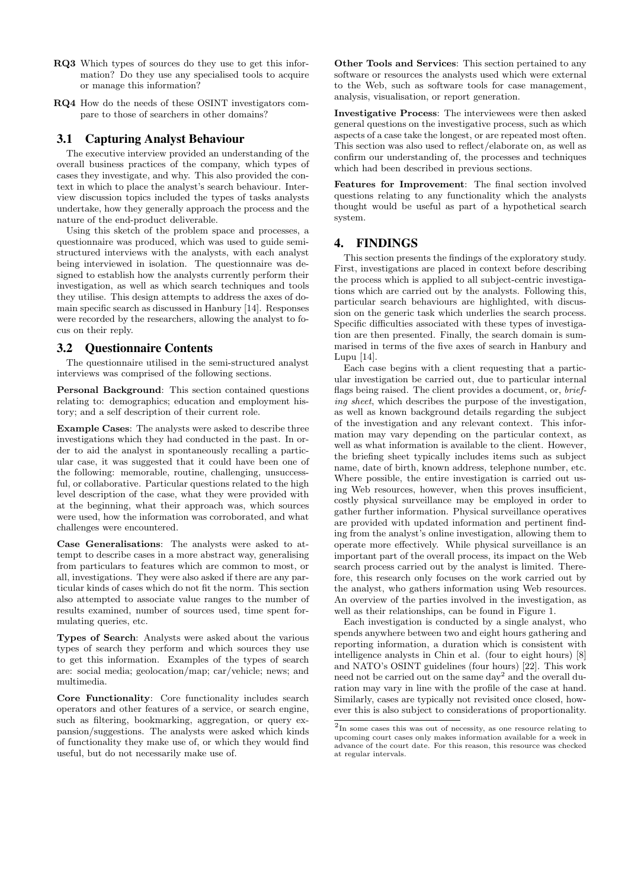**RQ3** Which types of sources do they use to get this information? Do they use any specialised tools to acquire or manage this information?

**RQ4** How do the needs of these OSINT investigators compare to those of searchers in other domains?

## 3.1 Capturing Analyst Behaviour

The executive interview provided an understanding of the overall business practices of the company, which types of cases they investigate, and why. This also provided the context in which to place the analyst's search behaviour. Interview discussion topics included the types of tasks analysts undertake, how they generally approach the process and the nature of the end-product deliverable.

Using this sketch of the problem space and processes, a questionnaire was produced, which was used to guide semi-structured interviews with the analysts, with each analyst being interviewed in isolation. The questionnaire was designed to establish how the analysts currently perform their investigation, as well as which search techniques and tools they utilise. This design attempts to address the axes of domain specific search as discussed in Hanbury [14]. Responses were recorded by the researchers, allowing the analyst to focus on their reply.

## 3.2 Questionnaire Contents

The questionnaire utilised in the semi-structured analyst interviews was comprised of the following sections.

**Personal Background**: This section contained questions relating to: demographics; education and employment history; and a self description of their current role.

**Example Cases**: The analysts were asked to describe three investigations which they had conducted in the past. In order to aid the analyst in spontaneously recalling a particular case, it was suggested that it could have been one of the following: memorable, routine, challenging, unsuccessful, or collaborative. Particular questions related to the high level description of the case, what they were provided with at the beginning, what their approach was, which sources were used, how the information was corroborated, and what challenges were encountered.

**Case Generalisations**: The analysts were asked to attempt to describe cases in a more abstract way, generalising from particulars to features which are common to most, or all, investigations. They were also asked if there are any particular kinds of cases which do not fit the norm. This section also attempted to associate value ranges to the number of results examined, number of sources used, time spent formulating queries, etc.

**Types of Search**: Analysts were asked about the various types of search they perform and which sources they use to get this information. Examples of the types of search are: social media; geolocation/map; car/vehicle; news; and multimedia.

**Core Functionality**: Core functionality includes search operators and other features of a service, or search engine, such as filtering, bookmarking, aggregation, or query expansion/suggestions. The analysts were asked which kinds of functionality they make use of, or which they would find useful, but do not necessarily make use of.

**Other Tools and Services**: This section pertained to any software or resources the analysts used which were external to the Web, such as software tools for case management, analysis, visualisation, or report generation.

**Investigative Process**: The interviewees were then asked general questions on the investigative process, such as which aspects of a case take the longest, or are repeated most often. This section was also used to reflect/elaborate on, as well as confirm our understanding of, the processes and techniques which had been described in previous sections.

**Features for Improvement**: The final section involved questions relating to any functionality which the analysts thought would be useful as part of a hypothetical search system.

# 4. FINDINGS

This section presents the findings of the exploratory study. First, investigations are placed in context before describing the process which is applied to all subject-centric investigations which are carried out by the analysts. Following this, particular search behaviours are highlighted, with discussion on the generic task which underlies the search process. Specific difficulties associated with these types of investigation are then presented. Finally, the search domain is summarised in terms of the five axes of search in Hanbury and Lupu [14].

Each case begins with a client requesting that a particular investigation be carried out, due to particular internal flags being raised. The client provides a document, or, *briefing sheet*, which describes the purpose of the investigation, as well as known background details regarding the subject of the investigation and any relevant context. This information may vary depending on the particular context, as well as what information is available to the client. However, the briefing sheet typically includes items such as subject name, date of birth, known address, telephone number, etc. Where possible, the entire investigation is carried out using Web resources, however, when this proves insufficient, costly physical surveillance may be employed in order to gather further information. Physical surveillance operatives are provided with updated information and pertinent finding from the analyst's online investigation, allowing them to operate more effectively. While physical surveillance is an important part of the overall process, its impact on the Web search process carried out by the analyst is limited. Therefore, this research only focuses on the work carried out by the analyst, who gathers information using Web resources. An overview of the parties involved in the investigation, as well as their relationships, can be found in Figure 1.

Each investigation is conducted by a single analyst, who spends anywhere between two and eight hours gathering and reporting information, a duration which is consistent with intelligence analysts in Chin et al. (four to eight hours) [8] and NATO's OSINT guidelines (four hours) [22]. This work need not be carried out on the same day[2] and the overall duration may vary in line with the profile of the case at hand. Similarly, cases are typically not revisited once closed, however this is also subject to considerations of proportionality.

[2] In some cases this was out of necessity, as one resource relating to upcoming court cases only makes information available for a week in advance of the court date. For this reason, this resource was checked at regular intervals.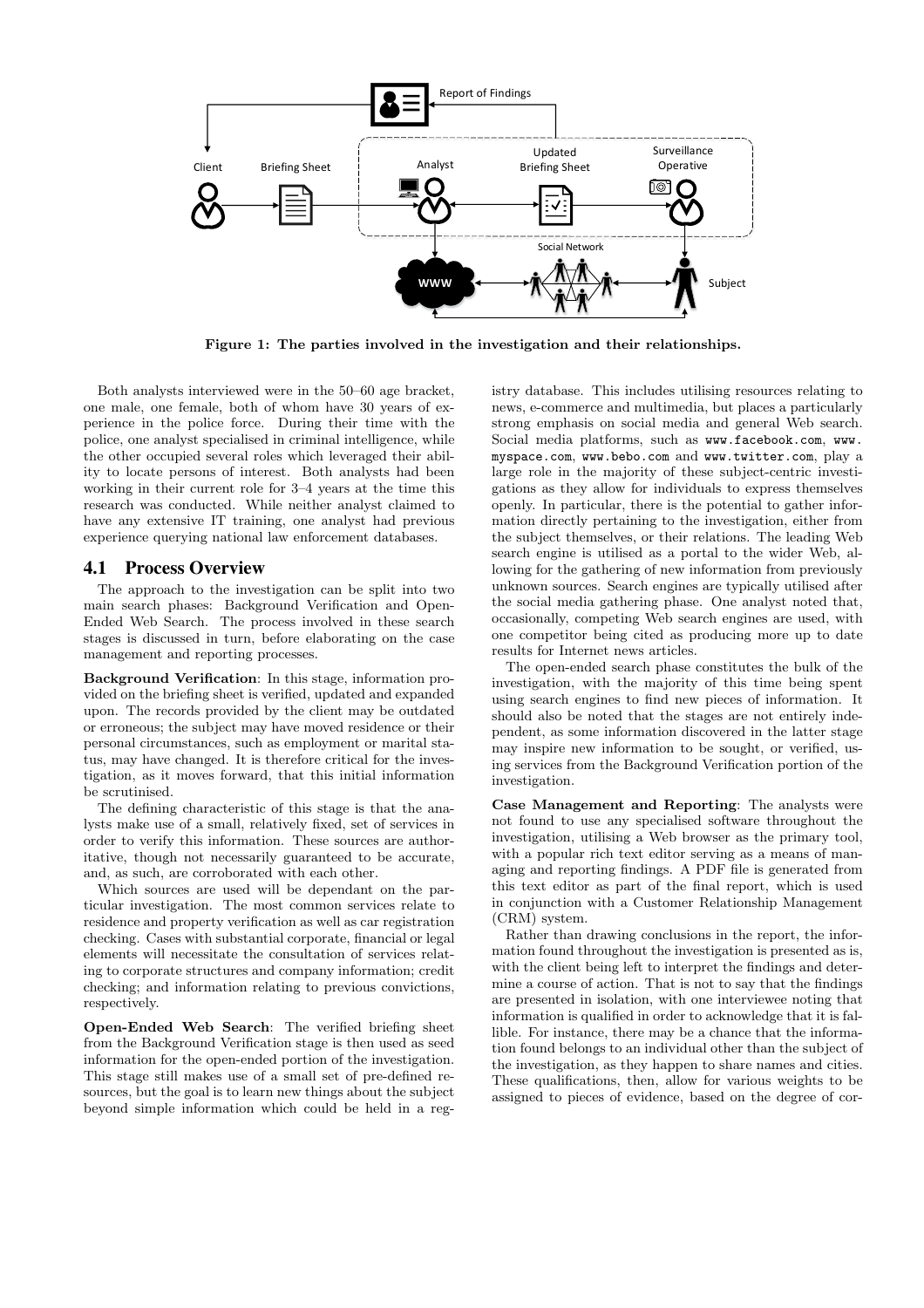Figure 1: The parties involved in the investigation and their relationships.

Both analysts interviewed were in the 50–60 age bracket, one male, one female, both of whom have 30 years of experience in the police force. During their time with the police, one analyst specialised in criminal intelligence, while the other occupied several roles which leveraged their ability to locate persons of interest. Both analysts had been working in their current role for 3–4 years at the time this research was conducted. While neither analyst claimed to have any extensive IT training, one analyst had previous experience querying national law enforcement databases.

## 4.1 Process Overview

The approach to the investigation can be split into two main search phases: Background Verification and Open-Ended Web Search. The process involved in these search stages is discussed in turn, before elaborating on the case management and reporting processes.

**Background Verification**: In this stage, information provided on the briefing sheet is verified, updated and expanded upon. The records provided by the client may be outdated or erroneous; the subject may have moved residence or their personal circumstances, such as employment or marital status, may have changed. It is therefore critical for the investigation, as it moves forward, that this initial information be scrutinised.

The defining characteristic of this stage is that the analysts make use of a small, relatively fixed, set of services in order to verify this information. These sources are authoritative, though not necessarily guaranteed to be accurate, and, as such, are corroborated with each other.

Which sources are used will be dependant on the particular investigation. The most common services relate to residence and property verification as well as car registration checking. Cases with substantial corporate, financial or legal elements will necessitate the consultation of services relating to corporate structures and company information; credit checking; and information relating to previous convictions, respectively.

**Open-Ended Web Search**: The verified briefing sheet from the Background Verification stage is then used as seed information for the open-ended portion of the investigation. This stage still makes use of a small set of pre-defined resources, but the goal is to learn new things about the subject beyond simple information which could be held in a registry database. This includes utilising resources relating to news, e-commerce and multimedia, but places a particularly strong emphasis on social media and general Web search. Social media platforms, such as `www.facebook.com`, `www.myspace.com`, `www.bebo.com` and `www.twitter.com`, play a large role in the majority of these subject-centric investigations as they allow for individuals to express themselves openly. In particular, there is the potential to gather information directly pertaining to the investigation, either from the subject themselves, or their relations. The leading Web search engine is utilised as a portal to the wider Web, allowing for the gathering of new information from previously unknown sources. Search engines are typically utilised after the social media gathering phase. One analyst noted that, occasionally, competing Web search engines are used, with one competitor being cited as producing more up to date results for Internet news articles.

The open-ended search phase constitutes the bulk of the investigation, with the majority of this time being spent using search engines to find new pieces of information. It should also be noted that the stages are not entirely independent, as some information discovered in the latter stage may inspire new information to be sought, or verified, using services from the Background Verification portion of the investigation.

**Case Management and Reporting**: The analysts were not found to use any specialised software throughout the investigation, utilising a Web browser as the primary tool, with a popular rich text editor serving as a means of managing and reporting findings. A PDF file is generated from this text editor as part of the final report, which is used in conjunction with a Customer Relationship Management (CRM) system.

Rather than drawing conclusions in the report, the information found throughout the investigation is presented as is, with the client being left to interpret the findings and determine a course of action. That is not to say that the findings are presented in isolation, with one interviewee noting that information is qualified in order to acknowledge that it is fallible. For instance, there may be a chance that the information found belongs to an individual other than the subject of the investigation, as they happen to share names and cities. These qualifications, then, allow for various weights to be assigned to pieces of evidence, based on the degree of cor-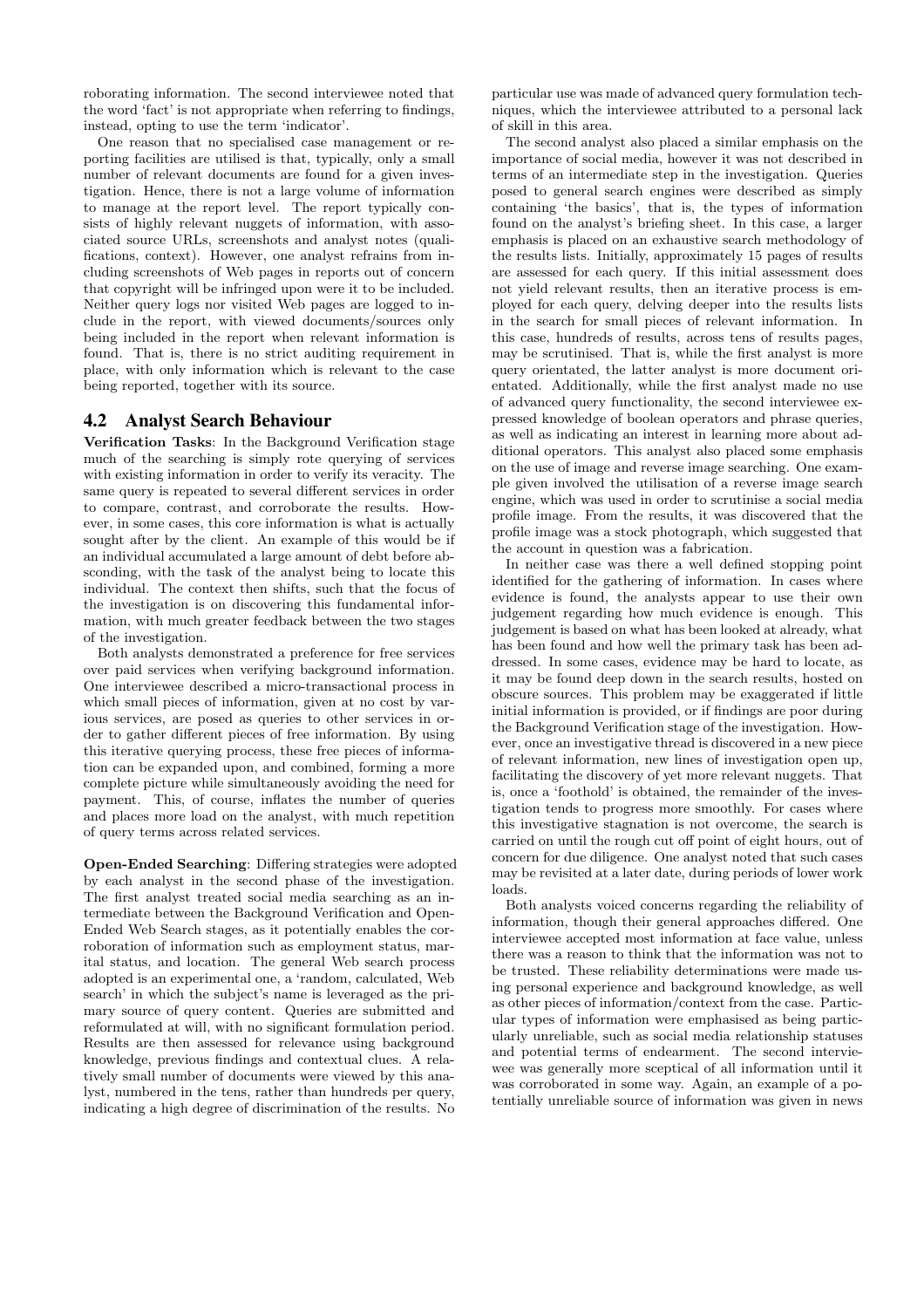roborating information. The second interviewee noted that the word 'fact' is not appropriate when referring to findings, instead, opting to use the term 'indicator'.

One reason that no specialised case management or reporting facilities are utilised is that, typically, only a small number of relevant documents are found for a given investigation. Hence, there is not a large volume of information to manage at the report level. The report typically consists of highly relevant nuggets of information, with associated source URLs, screenshots and analyst notes (qualifications, context). However, one analyst refrains from including screenshots of Web pages in reports out of concern that copyright will be infringed upon were it to be included. Neither query logs nor visited Web pages are logged to include in the report, with viewed documents/sources only being included in the report when relevant information is found. That is, there is no strict auditing requirement in place, with only information which is relevant to the case being reported, together with its source.

## 4.2 Analyst Search Behaviour

**Verification Tasks**: In the Background Verification stage much of the searching is simply rote querying of services with existing information in order to verify its veracity. The same query is repeated to several different services in order to compare, contrast, and corroborate the results. However, in some cases, this core information is what is actually sought after by the client. An example of this would be if an individual accumulated a large amount of debt before absconding, with the task of the analyst being to locate this individual. The context then shifts, such that the focus of the investigation is on discovering this fundamental information, with much greater feedback between the two stages of the investigation.

Both analysts demonstrated a preference for free services over paid services when verifying background information. One interviewee described a micro-transactional process in which small pieces of information, given at no cost by various services, are posed as queries to other services in order to gather different pieces of free information. By using this iterative querying process, these free pieces of information can be expanded upon, and combined, forming a more complete picture while simultaneously avoiding the need for payment. This, of course, inflates the number of queries and places more load on the analyst, with much repetition of query terms across related services.

**Open-Ended Searching**: Differing strategies were adopted by each analyst in the second phase of the investigation. The first analyst treated social media searching as an intermediate between the Background Verification and Open-Ended Web Search stages, as it potentially enables the corroboration of information such as employment status, marital status, and location. The general Web search process adopted is an experimental one, a 'random, calculated, Web search' in which the subject's name is leveraged as the primary source of query content. Queries are submitted and reformulated at will, with no significant formulation period. Results are then assessed for relevance using background knowledge, previous findings and contextual clues. A relatively small number of documents were viewed by this analyst, numbered in the tens, rather than hundreds per query, indicating a high degree of discrimination of the results. No particular use was made of advanced query formulation techniques, which the interviewee attributed to a personal lack of skill in this area.

The second analyst also placed a similar emphasis on the importance of social media, however it was not described in terms of an intermediate step in the investigation. Queries posed to general search engines were described as simply containing 'the basics', that is, the types of information found on the analyst's briefing sheet. In this case, a larger emphasis is placed on an exhaustive search methodology of the results lists. Initially, approximately 15 pages of results are assessed for each query. If this initial assessment does not yield relevant results, then an iterative process is employed for each query, delving deeper into the results lists in the search for small pieces of relevant information. In this case, hundreds of results, across tens of results pages, may be scrutinised. That is, while the first analyst is more query orientated, the latter analyst is more document orientated. Additionally, while the first analyst made no use of advanced query functionality, the second interviewee expressed knowledge of boolean operators and phrase queries, as well as indicating an interest in learning more about additional operators. This analyst also placed some emphasis on the use of image and reverse image searching. One example given involved the utilisation of a reverse image search engine, which was used in order to scrutinise a social media profile image. From the results, it was discovered that the profile image was a stock photograph, which suggested that the account in question was a fabrication.

In neither case was there a well defined stopping point identified for the gathering of information. In cases where evidence is found, the analysts appear to use their own judgement regarding how much evidence is enough. This judgement is based on what has been looked at already, what has been found and how well the primary task has been addressed. In some cases, evidence may be hard to locate, as it may be found deep down in the search results, hosted on obscure sources. This problem may be exaggerated if little initial information is provided, or if findings are poor during the Background Verification stage of the investigation. However, once an investigative thread is discovered in a new piece of relevant information, new lines of investigation open up, facilitating the discovery of yet more relevant nuggets. That is, once a 'foothold' is obtained, the remainder of the investigation tends to progress more smoothly. For cases where this investigative stagnation is not overcome, the search is carried on until the rough cut off point of eight hours, out of concern for due diligence. One analyst noted that such cases may be revisited at a later date, during periods of lower work loads.

Both analysts voiced concerns regarding the reliability of information, though their general approaches differed. One interviewee accepted most information at face value, unless there was a reason to think that the information was not to be trusted. These reliability determinations were made using personal experience and background knowledge, as well as other pieces of information/context from the case. Particular types of information were emphasised as being particularly unreliable, such as social media relationship statuses and potential terms of endearment. The second interviewee was generally more sceptical of all information until it was corroborated in some way. Again, an example of a potentially unreliable source of information was given in news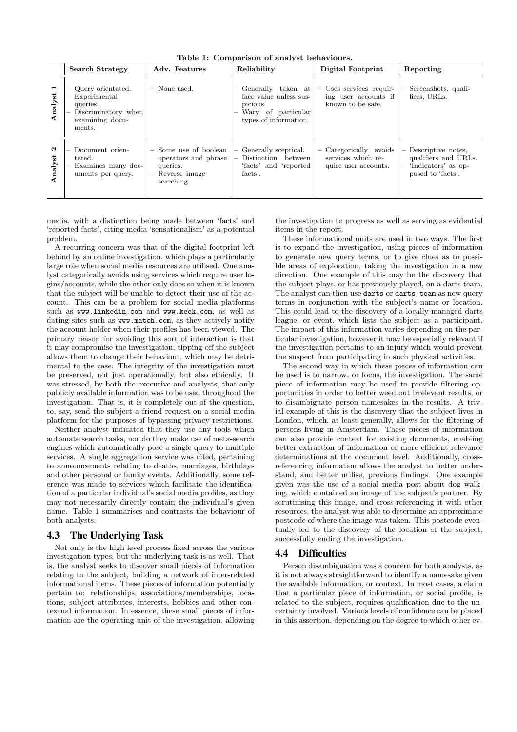Table 1: Comparison of analyst behaviours.

| | Search Strategy | Adv. Features | Reliability | Digital Footprint | Reporting |
|---|---|---|---|---|---|
| Analyst 1 | – Query orientated.<br>– Experimental queries.<br>– Discriminatory when examining documents. | – None used. | – Generally taken at face value unless suspicious.<br>– Wary of particular types of information. | – Uses services requiring user accounts if known to be safe. | – Screenshots, qualifiers, URLs. |
| Analyst 2 | – Document orientated.<br>– Examines many documents per query. | – Some use of boolean operators and phrase queries.<br>– Reverse image searching. | – Generally sceptical.<br>– Distinction between 'facts' and 'reported facts'. | – Categorically avoids services which require user accounts. | – Descriptive notes, qualifiers and URLs.<br>– 'Indicators' as opposed to 'facts'. |

media, with a distinction being made between 'facts' and 'reported facts', citing media 'sensationalism' as a potential problem.

A recurring concern was that of the digital footprint left behind by an online investigation, which plays a particularly large role when social media resources are utilised. One analyst categorically avoids using services which require user logins/accounts, while the other only does so when it is known that the subject will be unable to detect their use of the account. This can be a problem for social media platforms such as www.linkedin.com and www.keek.com, as well as dating sites such as www.match.com, as they actively notify the account holder when their profiles has been viewed. The primary reason for avoiding this sort of interaction is that it may compromise the investigation; tipping off the subject allows them to change their behaviour, which may be detrimental to the case. The integrity of the investigation must be preserved, not just operationally, but also ethically. It was stressed, by both the executive and analysts, that only publicly available information was to be used throughout the investigation. That is, it is completely out of the question, to, say, send the subject a friend request on a social media platform for the purposes of bypassing privacy restrictions.

Neither analyst indicated that they use any tools which automate search tasks, nor do they make use of meta-search engines which automatically pose a single query to multiple services. A single aggregation service was cited, pertaining to announcements relating to deaths, marriages, birthdays and other personal or family events. Additionally, some reference was made to services which facilitate the identification of a particular individual's social media profiles, as they may not necessarily directly contain the individual's given name. Table 1 summarises and contrasts the behaviour of both analysts.

## 4.3 The Underlying Task

Not only is the high level process fixed across the various investigation types, but the underlying task is as well. That is, the analyst seeks to discover small pieces of information relating to the subject, building a network of inter-related informational items. These pieces of information potentially pertain to: relationships, associations/memberships, locations, subject attributes, interests, hobbies and other contextual information. In essence, these small pieces of information are the operating unit of the investigation, allowing the investigation to progress as well as serving as evidential items in the report.

These informational units are used in two ways. The first is to expand the investigation, using pieces of information to generate new query terms, or to give clues as to possible areas of exploration, taking the investigation in a new direction. One example of this may be the discovery that the subject plays, or has previously played, on a darts team. The analyst can then use `darts` or `darts team` as new query terms in conjunction with the subject's name or location. This could lead to the discovery of a locally managed darts league, or event, which lists the subject as a participant. The impact of this information varies depending on the particular investigation, however it may be especially relevant if the investigation pertains to an injury which would prevent the suspect from participating in such physical activities.

The second way in which these pieces of information can be used is to narrow, or focus, the investigation. The same piece of information may be used to provide filtering opportunities in order to better weed out irrelevant results, or to disambiguate person namesakes in the results. A trivial example of this is the discovery that the subject lives in London, which, at least generally, allows for the filtering of persons living in Amsterdam. These pieces of information can also provide context for existing documents, enabling better extraction of information or more efficient relevance determinations at the document level. Additionally, cross-referencing information allows the analyst to better understand, and better utilise, previous findings. One example given was the use of a social media post about dog walking, which contained an image of the subject's partner. By scrutinising this image, and cross-referencing it with other resources, the analyst was able to determine an approximate postcode of where the image was taken. This postcode eventually led to the discovery of the location of the subject, successfully ending the investigation.

## 4.4 Difficulties

Person disambiguation was a concern for both analysts, as it is not always straightforward to identify a namesake given the available information, or context. In most cases, a claim that a particular piece of information, or social profile, is related to the subject, requires qualification due to the uncertainty involved. Various levels of confidence can be placed in this assertion, depending on the degree to which other ev-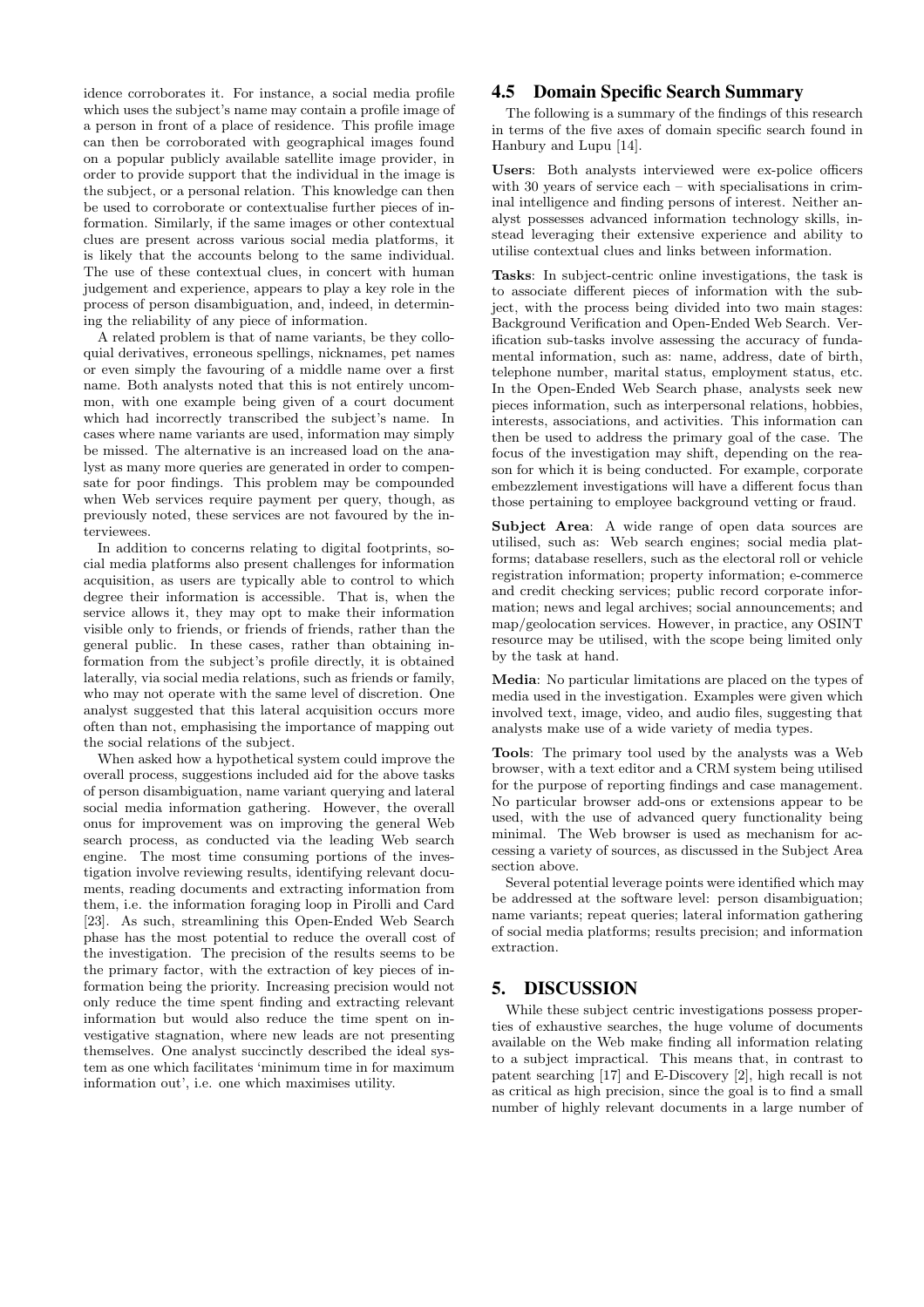idence corroborates it. For instance, a social media profile which uses the subject's name may contain a profile image of a person in front of a place of residence. This profile image can then be corroborated with geographical images found on a popular publicly available satellite image provider, in order to provide support that the individual in the image is the subject, or a personal relation. This knowledge can then be used to corroborate or contextualise further pieces of information. Similarly, if the same images or other contextual clues are present across various social media platforms, it is likely that the accounts belong to the same individual. The use of these contextual clues, in concert with human judgement and experience, appears to play a key role in the process of person disambiguation, and, indeed, in determining the reliability of any piece of information.

A related problem is that of name variants, be they colloquial derivatives, erroneous spellings, nicknames, pet names or even simply the favouring of a middle name over a first name. Both analysts noted that this is not entirely uncommon, with one example being given of a court document which had incorrectly transcribed the subject's name. In cases where name variants are used, information may simply be missed. The alternative is an increased load on the analyst as many more queries are generated in order to compensate for poor findings. This problem may be compounded when Web services require payment per query, though, as previously noted, these services are not favoured by the interviewees.

In addition to concerns relating to digital footprints, social media platforms also present challenges for information acquisition, as users are typically able to control to which degree their information is accessible. That is, when the service allows it, they may opt to make their information visible only to friends, or friends of friends, rather than the general public. In these cases, rather than obtaining information from the subject's profile directly, it is obtained laterally, via social media relations, such as friends or family, who may not operate with the same level of discretion. One analyst suggested that this lateral acquisition occurs more often than not, emphasising the importance of mapping out the social relations of the subject.

When asked how a hypothetical system could improve the overall process, suggestions included aid for the above tasks of person disambiguation, name variant querying and lateral social media information gathering. However, the overall onus for improvement was on improving the general Web search process, as conducted via the leading Web search engine. The most time consuming portions of the investigation involve reviewing results, identifying relevant documents, reading documents and extracting information from them, i.e. the information foraging loop in Pirolli and Card [23]. As such, streamlining this Open-Ended Web Search phase has the most potential to reduce the overall cost of the investigation. The precision of the results seems to be the primary factor, with the extraction of key pieces of information being the priority. Increasing precision would not only reduce the time spent finding and extracting relevant information but would also reduce the time spent on investigative stagnation, where new leads are not presenting themselves. One analyst succinctly described the ideal system as one which facilitates 'minimum time in for maximum information out', i.e. one which maximises utility.

## 4.5 Domain Specific Search Summary

The following is a summary of the findings of this research in terms of the five axes of domain specific search found in Hanbury and Lupu [14].

**Users**: Both analysts interviewed were ex-police officers with 30 years of service each – with specialisations in criminal intelligence and finding persons of interest. Neither analyst possesses advanced information technology skills, instead leveraging their extensive experience and ability to utilise contextual clues and links between information.

**Tasks**: In subject-centric online investigations, the task is to associate different pieces of information with the subject, with the process being divided into two main stages: Background Verification and Open-Ended Web Search. Verification sub-tasks involve assessing the accuracy of fundamental information, such as: name, address, date of birth, telephone number, marital status, employment status, etc. In the Open-Ended Web Search phase, analysts seek new pieces information, such as interpersonal relations, hobbies, interests, associations, and activities. This information can then be used to address the primary goal of the case. The focus of the investigation may shift, depending on the reason for which it is being conducted. For example, corporate embezzlement investigations will have a different focus than those pertaining to employee background vetting or fraud.

**Subject Area**: A wide range of open data sources are utilised, such as: Web search engines; social media platforms; database resellers, such as the electoral roll or vehicle registration information; property information; e-commerce and credit checking services; public record corporate information; news and legal archives; social announcements; and map/geolocation services. However, in practice, any OSINT resource may be utilised, with the scope being limited only by the task at hand.

**Media**: No particular limitations are placed on the types of media used in the investigation. Examples were given which involved text, image, video, and audio files, suggesting that analysts make use of a wide variety of media types.

**Tools**: The primary tool used by the analysts was a Web browser, with a text editor and a CRM system being utilised for the purpose of reporting findings and case management. No particular browser add-ons or extensions appear to be used, with the use of advanced query functionality being minimal. The Web browser is used as mechanism for accessing a variety of sources, as discussed in the Subject Area section above.

Several potential leverage points were identified which may be addressed at the software level: person disambiguation; name variants; repeat queries; lateral information gathering of social media platforms; results precision; and information extraction.

# 5. DISCUSSION

While these subject centric investigations possess properties of exhaustive searches, the huge volume of documents available on the Web make finding all information relating to a subject impractical. This means that, in contrast to patent searching [17] and E-Discovery [2], high recall is not as critical as high precision, since the goal is to find a small number of highly relevant documents in a large number of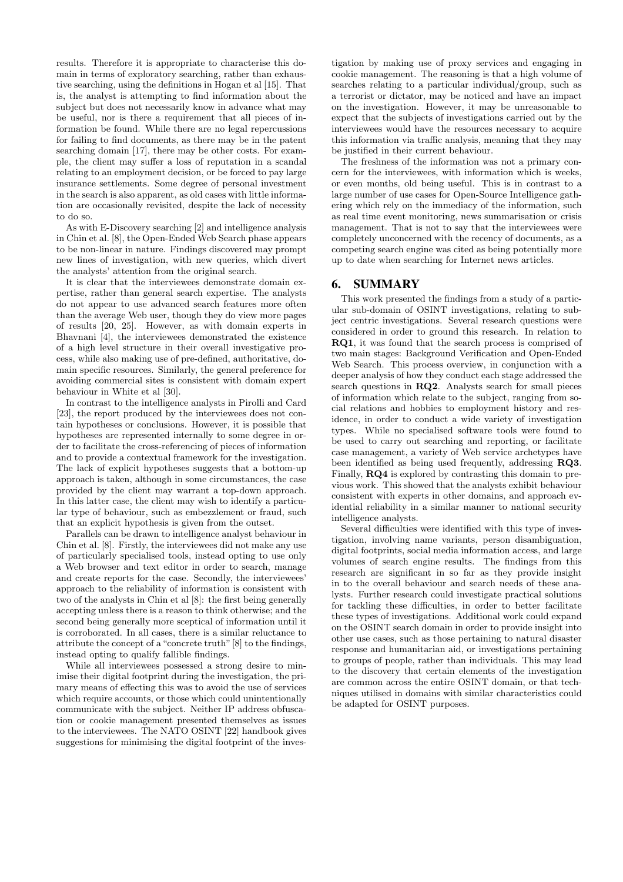results. Therefore it is appropriate to characterise this domain in terms of exploratory searching, rather than exhaustive searching, using the definitions in Hogan et al [15]. That is, the analyst is attempting to find information about the subject but does not necessarily know in advance what may be useful, nor is there a requirement that all pieces of information be found. While there are no legal repercussions for failing to find documents, as there may be in the patent searching domain [17], there may be other costs. For example, the client may suffer a loss of reputation in a scandal relating to an employment decision, or be forced to pay large insurance settlements. Some degree of personal investment in the search is also apparent, as old cases with little information are occasionally revisited, despite the lack of necessity to do so.

As with E-Discovery searching [2] and intelligence analysis in Chin et al. [8], the Open-Ended Web Search phase appears to be non-linear in nature. Findings discovered may prompt new lines of investigation, with new queries, which divert the analysts' attention from the original search.

It is clear that the interviewees demonstrate domain expertise, rather than general search expertise. The analysts do not appear to use advanced search features more often than the average Web user, though they do view more pages of results [20, 25]. However, as with domain experts in Bhavnani [4], the interviewees demonstrated the existence of a high level structure in their overall investigative process, while also making use of pre-defined, authoritative, domain specific resources. Similarly, the general preference for avoiding commercial sites is consistent with domain expert behaviour in White et al [30].

In contrast to the intelligence analysts in Pirolli and Card [23], the report produced by the interviewees does not contain hypotheses or conclusions. However, it is possible that hypotheses are represented internally to some degree in order to facilitate the cross-referencing of pieces of information and to provide a contextual framework for the investigation. The lack of explicit hypotheses suggests that a bottom-up approach is taken, although in some circumstances, the case provided by the client may warrant a top-down approach. In this latter case, the client may wish to identify a particular type of behaviour, such as embezzlement or fraud, such that an explicit hypothesis is given from the outset.

Parallels can be drawn to intelligence analyst behaviour in Chin et al. [8]. Firstly, the interviewees did not make any use of particularly specialised tools, instead opting to use only a Web browser and text editor in order to search, manage and create reports for the case. Secondly, the interviewees' approach to the reliability of information is consistent with two of the analysts in Chin et al [8]: the first being generally accepting unless there is a reason to think otherwise; and the second being generally more sceptical of information until it is corroborated. In all cases, there is a similar reluctance to attribute the concept of a "concrete truth" [8] to the findings, instead opting to qualify fallible findings.

While all interviewees possessed a strong desire to minimise their digital footprint during the investigation, the primary means of effecting this was to avoid the use of services which require accounts, or those which could unintentionally communicate with the subject. Neither IP address obfuscation or cookie management presented themselves as issues to the interviewees. The NATO OSINT [22] handbook gives suggestions for minimising the digital footprint of the investigation by making use of proxy services and engaging in cookie management. The reasoning is that a high volume of searches relating to a particular individual/group, such as a terrorist or dictator, may be noticed and have an impact on the investigation. However, it may be unreasonable to expect that the subjects of investigations carried out by the interviewees would have the resources necessary to acquire this information via traffic analysis, meaning that they may be justified in their current behaviour.

The freshness of the information was not a primary concern for the interviewees, with information which is weeks, or even months, old being useful. This is in contrast to a large number of use cases for Open-Source Intelligence gathering which rely on the immediacy of the information, such as real time event monitoring, news summarisation or crisis management. That is not to say that the interviewees were completely unconcerned with the recency of documents, as a competing search engine was cited as being potentially more up to date when searching for Internet news articles.

## 6. SUMMARY

This work presented the findings from a study of a particular sub-domain of OSINT investigations, relating to subject centric investigations. Several research questions were considered in order to ground this research. In relation to **RQ1**, it was found that the search process is comprised of two main stages: Background Verification and Open-Ended Web Search. This process overview, in conjunction with a deeper analysis of how they conduct each stage addressed the search questions in **RQ2**. Analysts search for small pieces of information which relate to the subject, ranging from social relations and hobbies to employment history and residence, in order to conduct a wide variety of investigation types. While no specialised software tools were found to be used to carry out searching and reporting, or facilitate case management, a variety of Web service archetypes have been identified as being used frequently, addressing **RQ3**. Finally, **RQ4** is explored by contrasting this domain to previous work. This showed that the analysts exhibit behaviour consistent with experts in other domains, and approach evidential reliability in a similar manner to national security intelligence analysts.

Several difficulties were identified with this type of investigation, involving name variants, person disambiguation, digital footprints, social media information access, and large volumes of search engine results. The findings from this research are significant in so far as they provide insight in to the overall behaviour and search needs of these analysts. Further research could investigate practical solutions for tackling these difficulties, in order to better facilitate these types of investigations. Additional work could expand on the OSINT search domain in order to provide insight into other use cases, such as those pertaining to natural disaster response and humanitarian aid, or investigations pertaining to groups of people, rather than individuals. This may lead to the discovery that certain elements of the investigation are common across the entire OSINT domain, or that techniques utilised in domains with similar characteristics could be adapted for OSINT purposes.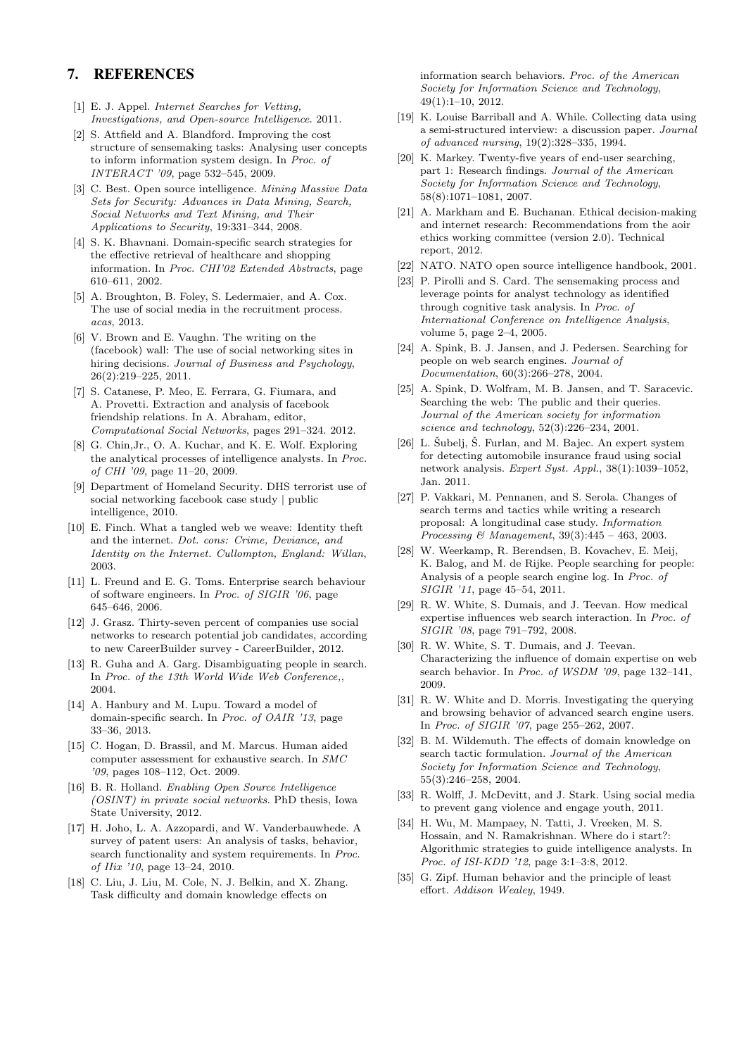## 7. REFERENCES

[1] E. J. Appel. *Internet Searches for Vetting, Investigations, and Open-source Intelligence.* 2011.

[2] S. Attfield and A. Blandford. Improving the cost structure of sensemaking tasks: Analysing user concepts to inform information system design. In *Proc. of INTERACT '09*, page 532–545, 2009.

[3] C. Best. Open source intelligence. *Mining Massive Data Sets for Security: Advances in Data Mining, Search, Social Networks and Text Mining, and Their Applications to Security*, 19:331–344, 2008.

[4] S. K. Bhavnani. Domain-specific search strategies for the effective retrieval of healthcare and shopping information. In *Proc. CHI'02 Extended Abstracts*, page 610–611, 2002.

[5] A. Broughton, B. Foley, S. Ledermaier, and A. Cox. The use of social media in the recruitment process. *acas*, 2013.

[6] V. Brown and E. Vaughn. The writing on the (facebook) wall: The use of social networking sites in hiring decisions. *Journal of Business and Psychology*, 26(2):219–225, 2011.

[7] S. Catanese, P. Meo, E. Ferrara, G. Fiumara, and A. Provetti. Extraction and analysis of facebook friendship relations. In A. Abraham, editor, *Computational Social Networks*, pages 291–324. 2012.

[8] G. Chin,Jr., O. A. Kuchar, and K. E. Wolf. Exploring the analytical processes of intelligence analysts. In *Proc. of CHI '09*, page 11–20, 2009.

[9] Department of Homeland Security. DHS terrorist use of social networking facebook case study | public intelligence, 2010.

[10] E. Finch. What a tangled web we weave: Identity theft and the internet. *Dot. cons: Crime, Deviance, and Identity on the Internet. Cullompton, England: Willan*, 2003.

[11] L. Freund and E. G. Toms. Enterprise search behaviour of software engineers. In *Proc. of SIGIR '06*, page 645–646, 2006.

[12] J. Grasz. Thirty-seven percent of companies use social networks to research potential job candidates, according to new CareerBuilder survey - CareerBuilder, 2012.

[13] R. Guha and A. Garg. Disambiguating people in search. In *Proc. of the 13th World Wide Web Conference,*, 2004.

[14] A. Hanbury and M. Lupu. Toward a model of domain-specific search. In *Proc. of OAIR '13*, page 33–36, 2013.

[15] C. Hogan, D. Brassil, and M. Marcus. Human aided computer assessment for exhaustive search. In *SMC '09*, pages 108–112, Oct. 2009.

[16] B. R. Holland. *Enabling Open Source Intelligence (OSINT) in private social networks.* PhD thesis, Iowa State University, 2012.

[17] H. Joho, L. A. Azzopardi, and W. Vanderbauwhede. A survey of patent users: An analysis of tasks, behavior, search functionality and system requirements. In *Proc. of IIix '10*, page 13–24, 2010.

[18] C. Liu, J. Liu, M. Cole, N. J. Belkin, and X. Zhang. Task difficulty and domain knowledge effects on information search behaviors. *Proc. of the American Society for Information Science and Technology*, 49(1):1–10, 2012.

[19] K. Louise Barriball and A. While. Collecting data using a semi-structured interview: a discussion paper. *Journal of advanced nursing*, 19(2):328–335, 1994.

[20] K. Markey. Twenty-five years of end-user searching, part 1: Research findings. *Journal of the American Society for Information Science and Technology*, 58(8):1071–1081, 2007.

[21] A. Markham and E. Buchanan. Ethical decision-making and internet research: Recommendations from the aoir ethics working committee (version 2.0). Technical report, 2012.

[22] NATO. NATO open source intelligence handbook, 2001.

[23] P. Pirolli and S. Card. The sensemaking process and leverage points for analyst technology as identified through cognitive task analysis. In *Proc. of International Conference on Intelligence Analysis*, volume 5, page 2–4, 2005.

[24] A. Spink, B. J. Jansen, and J. Pedersen. Searching for people on web search engines. *Journal of Documentation*, 60(3):266–278, 2004.

[25] A. Spink, D. Wolfram, M. B. Jansen, and T. Saracevic. Searching the web: The public and their queries. *Journal of the American society for information science and technology*, 52(3):226–234, 2001.

[26] L. Šubelj, Š. Furlan, and M. Bajec. An expert system for detecting automobile insurance fraud using social network analysis. *Expert Syst. Appl.*, 38(1):1039–1052, Jan. 2011.

[27] P. Vakkari, M. Pennanen, and S. Serola. Changes of search terms and tactics while writing a research proposal: A longitudinal case study. *Information Processing & Management*, 39(3):445 – 463, 2003.

[28] W. Weerkamp, R. Berendsen, B. Kovachev, E. Meij, K. Balog, and M. de Rijke. People searching for people: Analysis of a people search engine log. In *Proc. of SIGIR '11*, page 45–54, 2011.

[29] R. W. White, S. Dumais, and J. Teevan. How medical expertise influences web search interaction. In *Proc. of SIGIR '08*, page 791–792, 2008.

[30] R. W. White, S. T. Dumais, and J. Teevan. Characterizing the influence of domain expertise on web search behavior. In *Proc. of WSDM '09*, page 132–141, 2009.

[31] R. W. White and D. Morris. Investigating the querying and browsing behavior of advanced search engine users. In *Proc. of SIGIR '07*, page 255–262, 2007.

[32] B. M. Wildemuth. The effects of domain knowledge on search tactic formulation. *Journal of the American Society for Information Science and Technology*, 55(3):246–258, 2004.

[33] R. Wolff, J. McDevitt, and J. Stark. Using social media to prevent gang violence and engage youth, 2011.

[34] H. Wu, M. Mampaey, N. Tatti, J. Vreeken, M. S. Hossain, and N. Ramakrishnan. Where do i start?: Algorithmic strategies to guide intelligence analysts. In *Proc. of ISI-KDD '12*, page 3:1–3:8, 2012.

[35] G. Zipf. Human behavior and the principle of least effort. *Addison Wealey*, 1949.